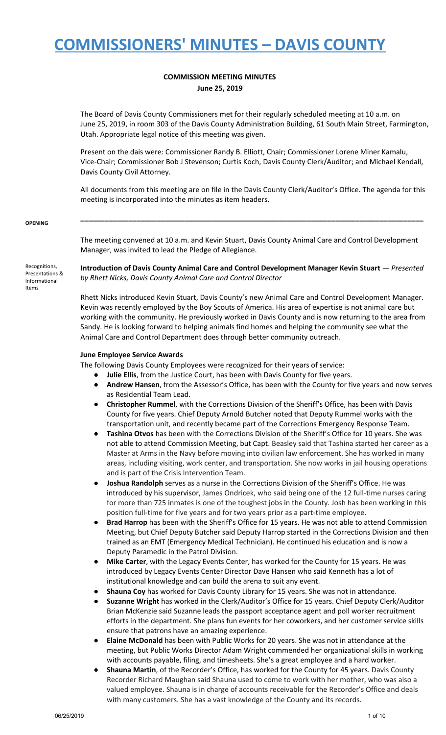# COMMISSIONERS' MINUTES – DAVIS COUNTY

**COMMISSION MEETING MINUTES**
**June 25, 2019**

The Board of Davis County Commissioners met for their regularly scheduled meeting at 10 a.m. on June 25, 2019, in room 303 of the Davis County Administration Building, 61 South Main Street, Farmington, Utah. Appropriate legal notice of this meeting was given.

Present on the dais were: Commissioner Randy B. Elliott, Chair; Commissioner Lorene Miner Kamalu, Vice-Chair; Commissioner Bob J Stevenson; Curtis Koch, Davis County Clerk/Auditor; and Michael Kendall, Davis County Civil Attorney.

All documents from this meeting are on file in the Davis County Clerk/Auditor's Office. The agenda for this meeting is incorporated into the minutes as item headers.

---

**OPENING**

The meeting convened at 10 a.m. and Kevin Stuart, Davis County Animal Care and Control Development Manager, was invited to lead the Pledge of Allegiance.

Recognitions, Presentations & Informational Items

**Introduction of Davis County Animal Care and Control Development Manager Kevin Stuart** — *Presented by Rhett Nicks, Davis County Animal Care and Control Director*

Rhett Nicks introduced Kevin Stuart, Davis County's new Animal Care and Control Development Manager. Kevin was recently employed by the Boy Scouts of America. His area of expertise is not animal care but working with the community. He previously worked in Davis County and is now returning to the area from Sandy. He is looking forward to helping animals find homes and helping the community see what the Animal Care and Control Department does through better community outreach.

**June Employee Service Awards**

The following Davis County Employees were recognized for their years of service:

- **Julie Ellis**, from the Justice Court, has been with Davis County for five years.
- **Andrew Hansen**, from the Assessor's Office, has been with the County for five years and now serves as Residential Team Lead.
- **Christopher Rummel**, with the Corrections Division of the Sheriff's Office, has been with Davis County for five years. Chief Deputy Arnold Butcher noted that Deputy Rummel works with the transportation unit, and recently became part of the Corrections Emergency Response Team.
- **Tashina Otvos** has been with the Corrections Division of the Sheriff's Office for 10 years. She was not able to attend Commission Meeting, but Capt. Beasley said that Tashina started her career as a Master at Arms in the Navy before moving into civilian law enforcement. She has worked in many areas, including visiting, work center, and transportation. She now works in jail housing operations and is part of the Crisis Intervention Team.
- **Joshua Randolph** serves as a nurse in the Corrections Division of the Sheriff's Office. He was introduced by his supervisor, James Ondricek, who said being one of the 12 full-time nurses caring for more than 725 inmates is one of the toughest jobs in the County. Josh has been working in this position full-time for five years and for two years prior as a part-time employee.
- **Brad Harrop** has been with the Sheriff's Office for 15 years. He was not able to attend Commission Meeting, but Chief Deputy Butcher said Deputy Harrop started in the Corrections Division and then trained as an EMT (Emergency Medical Technician). He continued his education and is now a Deputy Paramedic in the Patrol Division.
- **Mike Carter**, with the Legacy Events Center, has worked for the County for 15 years. He was introduced by Legacy Events Center Director Dave Hansen who said Kenneth has a lot of institutional knowledge and can build the arena to suit any event.
- **Shauna Coy** has worked for Davis County Library for 15 years. She was not in attendance.
- **Suzanne Wright** has worked in the Clerk/Auditor's Office for 15 years. Chief Deputy Clerk/Auditor Brian McKenzie said Suzanne leads the passport acceptance agent and poll worker recruitment efforts in the department. She plans fun events for her coworkers, and her customer service skills ensure that patrons have an amazing experience.
- **Elaine McDonald** has been with Public Works for 20 years. She was not in attendance at the meeting, but Public Works Director Adam Wright commended her organizational skills in working with accounts payable, filing, and timesheets. She's a great employee and a hard worker.
- **Shauna Martin**, of the Recorder's Office, has worked for the County for 45 years. Davis County Recorder Richard Maughan said Shauna used to come to work with her mother, who was also a valued employee. Shauna is in charge of accounts receivable for the Recorder's Office and deals with many customers. She has a vast knowledge of the County and its records.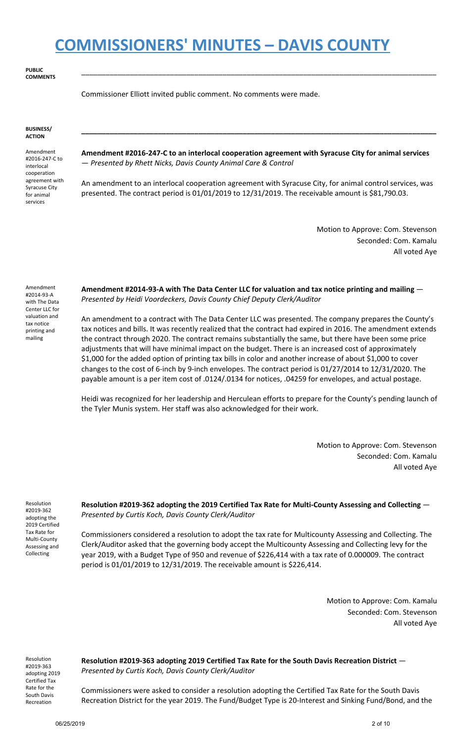# COMMISSIONERS' MINUTES – DAVIS COUNTY

**PUBLIC COMMENTS**

Commissioner Elliott invited public comment. No comments were made.

**BUSINESS/ ACTION**

Amendment #2016-247-C to interlocal cooperation agreement with Syracuse City for animal services

**Amendment #2016-247-C to an interlocal cooperation agreement with Syracuse City for animal services** — *Presented by Rhett Nicks, Davis County Animal Care & Control*

An amendment to an interlocal cooperation agreement with Syracuse City, for animal control services, was presented. The contract period is 01/01/2019 to 12/31/2019. The receivable amount is $81,790.03.

Motion to Approve: Com. Stevenson
Seconded: Com. Kamalu
All voted Aye

Amendment #2014-93-A with The Data Center LLC for valuation and tax notice printing and mailing

**Amendment #2014-93-A with The Data Center LLC for valuation and tax notice printing and mailing** — *Presented by Heidi Voordeckers, Davis County Chief Deputy Clerk/Auditor*

An amendment to a contract with The Data Center LLC was presented. The company prepares the County's tax notices and bills. It was recently realized that the contract had expired in 2016. The amendment extends the contract through 2020. The contract remains substantially the same, but there have been some price adjustments that will have minimal impact on the budget. There is an increased cost of approximately $1,000 for the added option of printing tax bills in color and another increase of about $1,000 to cover changes to the cost of 6-inch by 9-inch envelopes. The contract period is 01/27/2014 to 12/31/2020. The payable amount is a per item cost of .0124/.0134 for notices, .04259 for envelopes, and actual postage.

Heidi was recognized for her leadership and Herculean efforts to prepare for the County's pending launch of the Tyler Munis system. Her staff was also acknowledged for their work.

Motion to Approve: Com. Stevenson
Seconded: Com. Kamalu
All voted Aye

Resolution #2019-362 adopting the 2019 Certified Tax Rate for Multi-County Assessing and Collecting

**Resolution #2019-362 adopting the 2019 Certified Tax Rate for Multi-County Assessing and Collecting** — *Presented by Curtis Koch, Davis County Clerk/Auditor*

Commissioners considered a resolution to adopt the tax rate for Multicounty Assessing and Collecting. The Clerk/Auditor asked that the governing body accept the Multicounty Assessing and Collecting levy for the year 2019, with a Budget Type of 950 and revenue of $226,414 with a tax rate of 0.000009. The contract period is 01/01/2019 to 12/31/2019. The receivable amount is $226,414.

Motion to Approve: Com. Kamalu
Seconded: Com. Stevenson
All voted Aye

Resolution #2019-363 adopting 2019 Certified Tax Rate for the South Davis Recreation

**Resolution #2019-363 adopting 2019 Certified Tax Rate for the South Davis Recreation District** — *Presented by Curtis Koch, Davis County Clerk/Auditor*

Commissioners were asked to consider a resolution adopting the Certified Tax Rate for the South Davis Recreation District for the year 2019. The Fund/Budget Type is 20-Interest and Sinking Fund/Bond, and the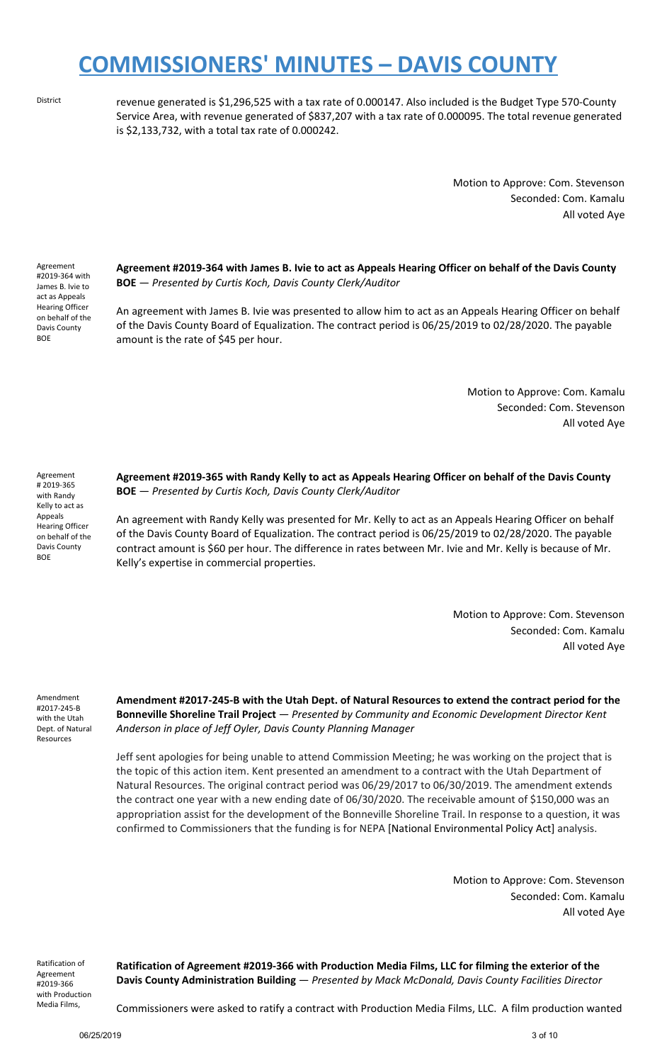# COMMISSIONERS' MINUTES – DAVIS COUNTY

District

revenue generated is $1,296,525 with a tax rate of 0.000147. Also included is the Budget Type 570-County Service Area, with revenue generated of $837,207 with a tax rate of 0.000095. The total revenue generated is $2,133,732, with a total tax rate of 0.000242.

Motion to Approve: Com. Stevenson
Seconded: Com. Kamalu
All voted Aye

Agreement #2019-364 with James B. Ivie to act as Appeals Hearing Officer on behalf of the Davis County BOE

**Agreement #2019-364 with James B. Ivie to act as Appeals Hearing Officer on behalf of the Davis County BOE** — *Presented by Curtis Koch, Davis County Clerk/Auditor*

An agreement with James B. Ivie was presented to allow him to act as an Appeals Hearing Officer on behalf of the Davis County Board of Equalization. The contract period is 06/25/2019 to 02/28/2020. The payable amount is the rate of $45 per hour.

Motion to Approve: Com. Kamalu
Seconded: Com. Stevenson
All voted Aye

Agreement # 2019-365 with Randy Kelly to act as Appeals Hearing Officer on behalf of the Davis County BOE

**Agreement #2019-365 with Randy Kelly to act as Appeals Hearing Officer on behalf of the Davis County BOE** — *Presented by Curtis Koch, Davis County Clerk/Auditor*

An agreement with Randy Kelly was presented for Mr. Kelly to act as an Appeals Hearing Officer on behalf of the Davis County Board of Equalization. The contract period is 06/25/2019 to 02/28/2020. The payable contract amount is $60 per hour. The difference in rates between Mr. Ivie and Mr. Kelly is because of Mr. Kelly's expertise in commercial properties.

Motion to Approve: Com. Stevenson
Seconded: Com. Kamalu
All voted Aye

Amendment #2017-245-B with the Utah Dept. of Natural Resources

**Amendment #2017-245-B with the Utah Dept. of Natural Resources to extend the contract period for the Bonneville Shoreline Trail Project** — *Presented by Community and Economic Development Director Kent Anderson in place of Jeff Oyler, Davis County Planning Manager*

Jeff sent apologies for being unable to attend Commission Meeting; he was working on the project that is the topic of this action item. Kent presented an amendment to a contract with the Utah Department of Natural Resources. The original contract period was 06/29/2017 to 06/30/2019. The amendment extends the contract one year with a new ending date of 06/30/2020. The receivable amount of $150,000 was an appropriation assist for the development of the Bonneville Shoreline Trail. In response to a question, it was confirmed to Commissioners that the funding is for NEPA [National Environmental Policy Act] analysis.

Motion to Approve: Com. Stevenson
Seconded: Com. Kamalu
All voted Aye

Ratification of Agreement #2019-366 with Production Media Films,

**Ratification of Agreement #2019-366 with Production Media Films, LLC for filming the exterior of the Davis County Administration Building** — *Presented by Mack McDonald, Davis County Facilities Director*

Commissioners were asked to ratify a contract with Production Media Films, LLC. A film production wanted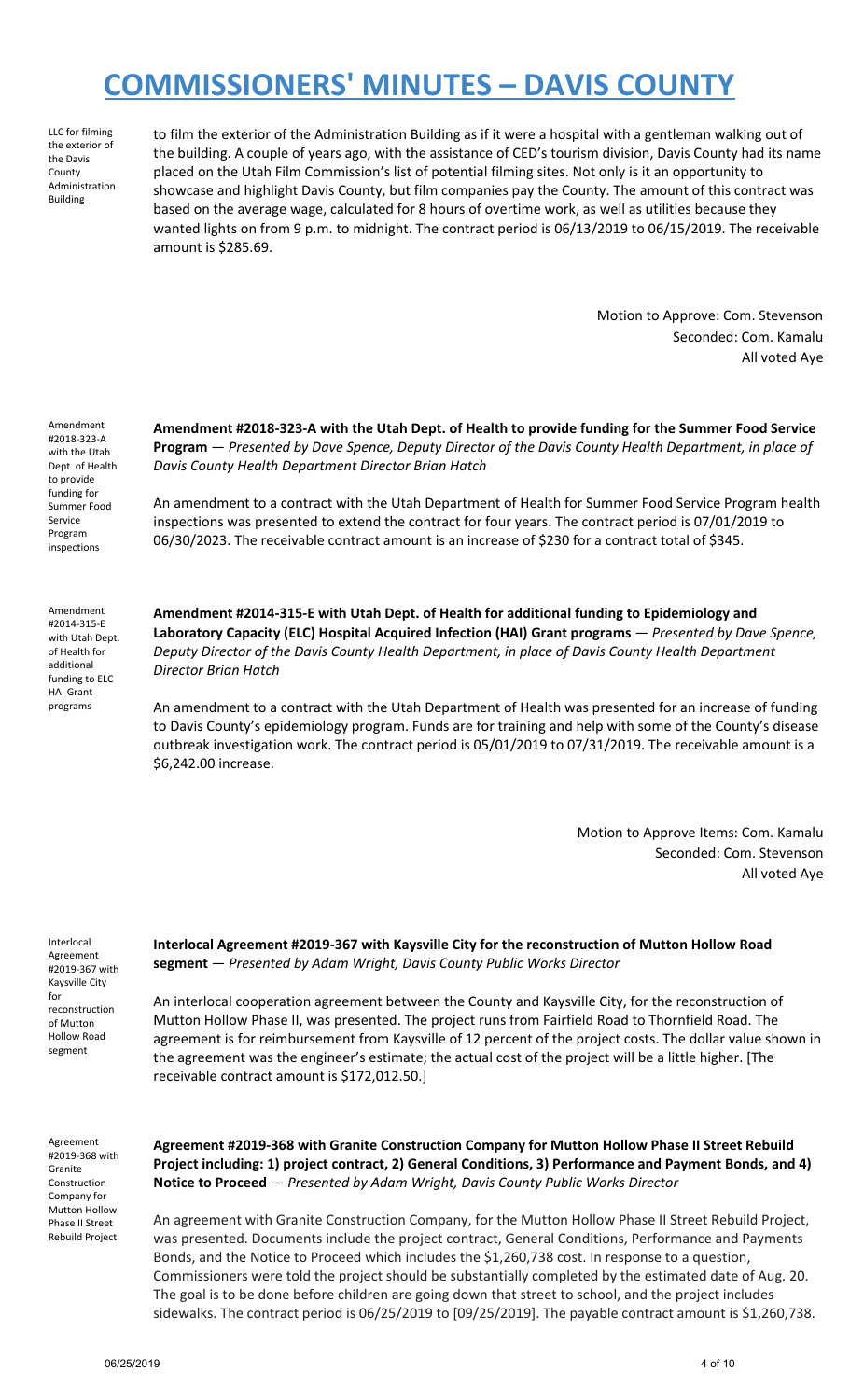LLC for filming the exterior of the Davis County Administration Building

to film the exterior of the Administration Building as if it were a hospital with a gentleman walking out of the building. A couple of years ago, with the assistance of CED's tourism division, Davis County had its name placed on the Utah Film Commission's list of potential filming sites. Not only is it an opportunity to showcase and highlight Davis County, but film companies pay the County. The amount of this contract was based on the average wage, calculated for 8 hours of overtime work, as well as utilities because they wanted lights on from 9 p.m. to midnight. The contract period is 06/13/2019 to 06/15/2019. The receivable amount is $285.69.

Motion to Approve: Com. Stevenson
Seconded: Com. Kamalu
All voted Aye

Amendment #2018-323-A with the Utah Dept. of Health to provide funding for Summer Food Service Program inspections

**Amendment #2018-323-A with the Utah Dept. of Health to provide funding for the Summer Food Service Program** — *Presented by Dave Spence, Deputy Director of the Davis County Health Department, in place of Davis County Health Department Director Brian Hatch*

An amendment to a contract with the Utah Department of Health for Summer Food Service Program health inspections was presented to extend the contract for four years. The contract period is 07/01/2019 to 06/30/2023. The receivable contract amount is an increase of $230 for a contract total of $345.

Amendment #2014-315-E with Utah Dept. of Health for additional funding to ELC HAI Grant programs

**Amendment #2014-315-E with Utah Dept. of Health for additional funding to Epidemiology and Laboratory Capacity (ELC) Hospital Acquired Infection (HAI) Grant programs** — *Presented by Dave Spence, Deputy Director of the Davis County Health Department, in place of Davis County Health Department Director Brian Hatch*

An amendment to a contract with the Utah Department of Health was presented for an increase of funding to Davis County's epidemiology program. Funds are for training and help with some of the County's disease outbreak investigation work. The contract period is 05/01/2019 to 07/31/2019. The receivable amount is a $6,242.00 increase.

Motion to Approve Items: Com. Kamalu
Seconded: Com. Stevenson
All voted Aye

Interlocal Agreement #2019-367 with Kaysville City for reconstruction of Mutton Hollow Road segment

**Interlocal Agreement #2019-367 with Kaysville City for the reconstruction of Mutton Hollow Road segment** — *Presented by Adam Wright, Davis County Public Works Director*

An interlocal cooperation agreement between the County and Kaysville City, for the reconstruction of Mutton Hollow Phase II, was presented. The project runs from Fairfield Road to Thornfield Road. The agreement is for reimbursement from Kaysville of 12 percent of the project costs. The dollar value shown in the agreement was the engineer's estimate; the actual cost of the project will be a little higher. [The receivable contract amount is $172,012.50.]

Agreement #2019-368 with Granite Construction Company for Mutton Hollow Phase II Street Rebuild Project

**Agreement #2019-368 with Granite Construction Company for Mutton Hollow Phase II Street Rebuild Project including: 1) project contract, 2) General Conditions, 3) Performance and Payment Bonds, and 4) Notice to Proceed** — *Presented by Adam Wright, Davis County Public Works Director*

An agreement with Granite Construction Company, for the Mutton Hollow Phase II Street Rebuild Project, was presented. Documents include the project contract, General Conditions, Performance and Payments Bonds, and the Notice to Proceed which includes the $1,260,738 cost. In response to a question, Commissioners were told the project should be substantially completed by the estimated date of Aug. 20. The goal is to be done before children are going down that street to school, and the project includes sidewalks. The contract period is 06/25/2019 to [09/25/2019]. The payable contract amount is $1,260,738.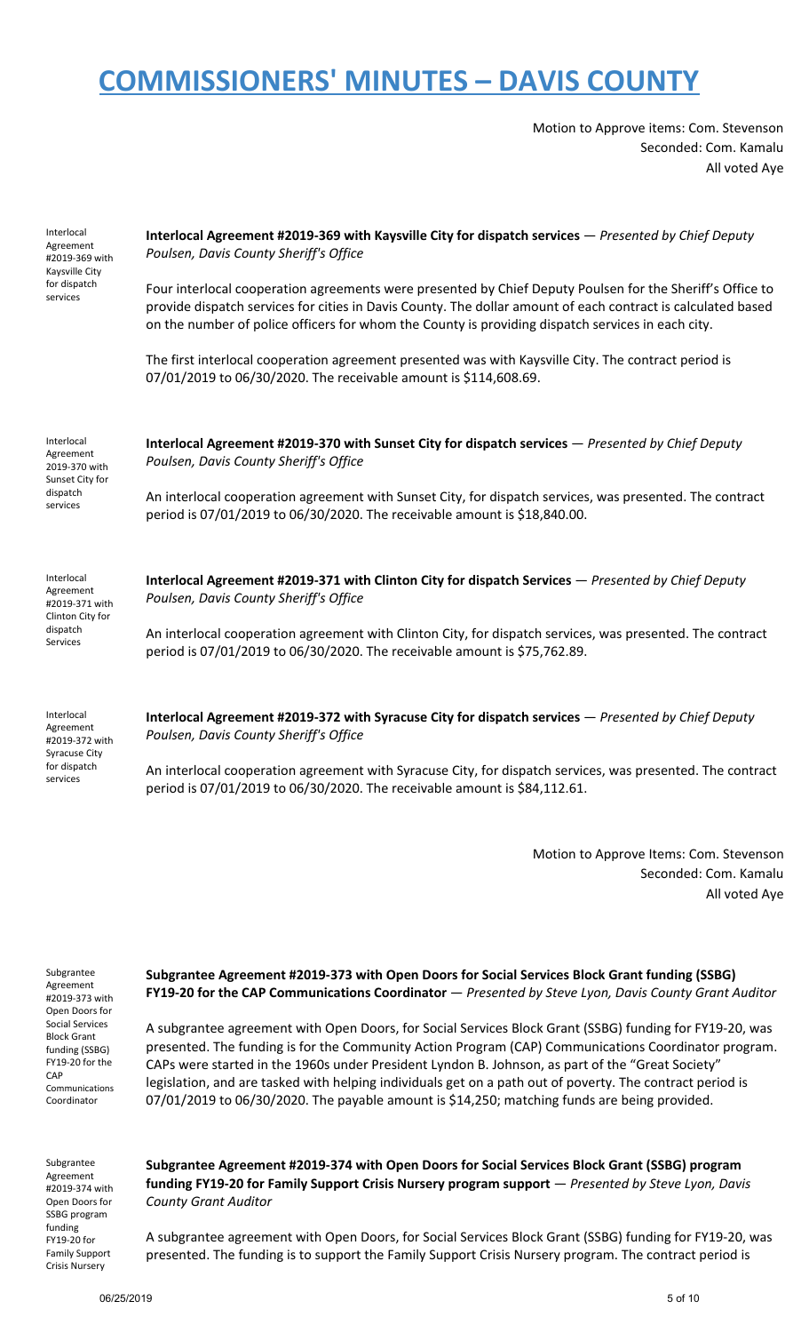# COMMISSIONERS' MINUTES – DAVIS COUNTY

Motion to Approve items: Com. Stevenson
Seconded: Com. Kamalu
All voted Aye

Interlocal Agreement #2019-369 with Kaysville City for dispatch services

**Interlocal Agreement #2019-369 with Kaysville City for dispatch services** — *Presented by Chief Deputy Poulsen, Davis County Sheriff's Office*

Four interlocal cooperation agreements were presented by Chief Deputy Poulsen for the Sheriff's Office to provide dispatch services for cities in Davis County. The dollar amount of each contract is calculated based on the number of police officers for whom the County is providing dispatch services in each city.

The first interlocal cooperation agreement presented was with Kaysville City. The contract period is 07/01/2019 to 06/30/2020. The receivable amount is $114,608.69.

Interlocal Agreement 2019-370 with Sunset City for dispatch services

**Interlocal Agreement #2019-370 with Sunset City for dispatch services** — *Presented by Chief Deputy Poulsen, Davis County Sheriff's Office*

An interlocal cooperation agreement with Sunset City, for dispatch services, was presented. The contract period is 07/01/2019 to 06/30/2020. The receivable amount is $18,840.00.

Interlocal Agreement #2019-371 with Clinton City for dispatch Services

**Interlocal Agreement #2019-371 with Clinton City for dispatch Services** — *Presented by Chief Deputy Poulsen, Davis County Sheriff's Office*

An interlocal cooperation agreement with Clinton City, for dispatch services, was presented. The contract period is 07/01/2019 to 06/30/2020. The receivable amount is $75,762.89.

Interlocal Agreement #2019-372 with Syracuse City for dispatch services

**Interlocal Agreement #2019-372 with Syracuse City for dispatch services** — *Presented by Chief Deputy Poulsen, Davis County Sheriff's Office*

An interlocal cooperation agreement with Syracuse City, for dispatch services, was presented. The contract period is 07/01/2019 to 06/30/2020. The receivable amount is $84,112.61.

Motion to Approve Items: Com. Stevenson
Seconded: Com. Kamalu
All voted Aye

Subgrantee Agreement #2019-373 with Open Doors for Social Services Block Grant funding (SSBG) FY19-20 for the CAP Communications Coordinator

**Subgrantee Agreement #2019-373 with Open Doors for Social Services Block Grant funding (SSBG) FY19-20 for the CAP Communications Coordinator** — *Presented by Steve Lyon, Davis County Grant Auditor*

A subgrantee agreement with Open Doors, for Social Services Block Grant (SSBG) funding for FY19-20, was presented. The funding is for the Community Action Program (CAP) Communications Coordinator program. CAPs were started in the 1960s under President Lyndon B. Johnson, as part of the "Great Society" legislation, and are tasked with helping individuals get on a path out of poverty. The contract period is 07/01/2019 to 06/30/2020. The payable amount is $14,250; matching funds are being provided.

Subgrantee Agreement #2019-374 with Open Doors for SSBG program funding FY19-20 for Family Support Crisis Nursery

**Subgrantee Agreement #2019-374 with Open Doors for Social Services Block Grant (SSBG) program funding FY19-20 for Family Support Crisis Nursery program support** — *Presented by Steve Lyon, Davis County Grant Auditor*

A subgrantee agreement with Open Doors, for Social Services Block Grant (SSBG) funding for FY19-20, was presented. The funding is to support the Family Support Crisis Nursery program. The contract period is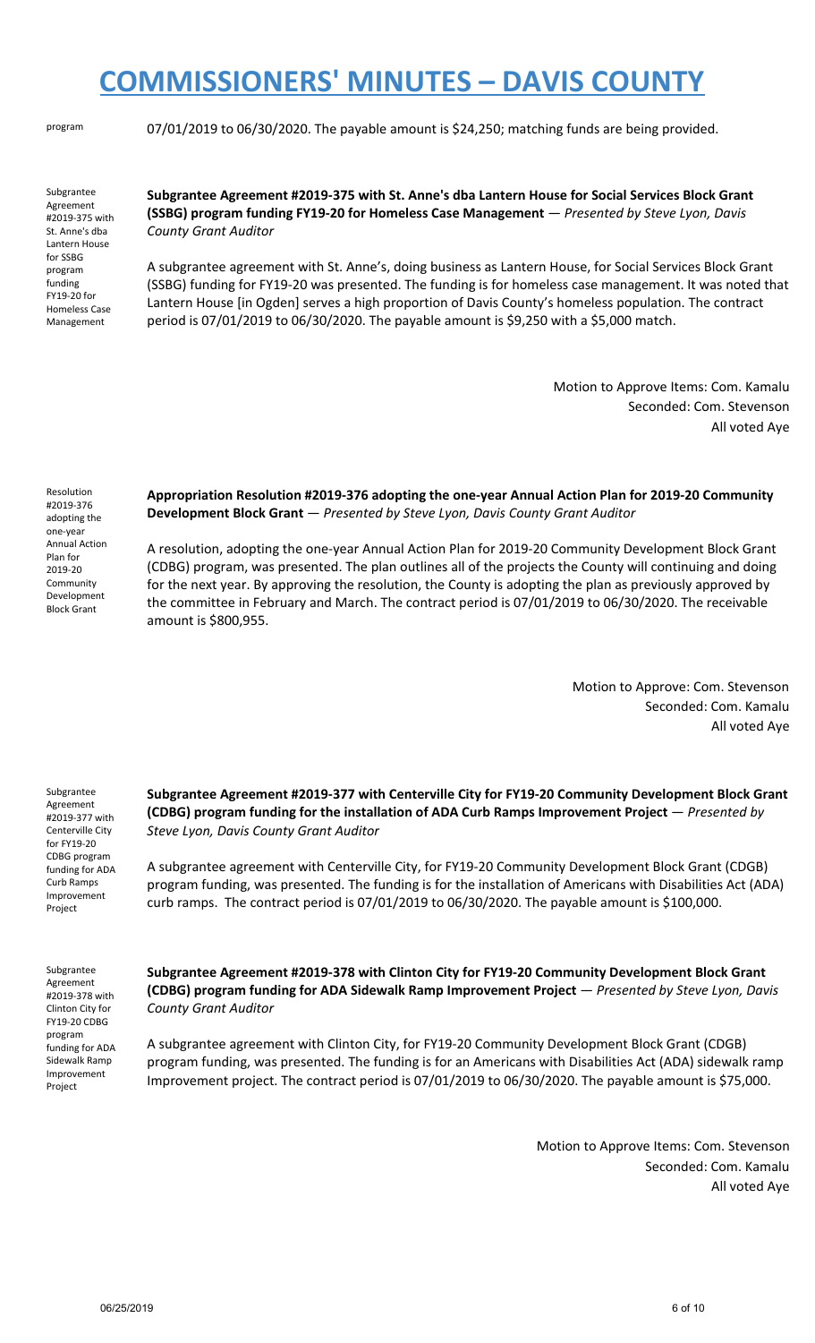program

07/01/2019 to 06/30/2020. The payable amount is $24,250; matching funds are being provided.

Subgrantee Agreement #2019-375 with St. Anne's dba Lantern House for SSBG program funding FY19-20 for Homeless Case Management

**Subgrantee Agreement #2019-375 with St. Anne's dba Lantern House for Social Services Block Grant (SSBG) program funding FY19-20 for Homeless Case Management** — *Presented by Steve Lyon, Davis County Grant Auditor*

A subgrantee agreement with St. Anne's, doing business as Lantern House, for Social Services Block Grant (SSBG) funding for FY19-20 was presented. The funding is for homeless case management. It was noted that Lantern House [in Ogden] serves a high proportion of Davis County's homeless population. The contract period is 07/01/2019 to 06/30/2020. The payable amount is $9,250 with a $5,000 match.

Motion to Approve Items: Com. Kamalu
Seconded: Com. Stevenson
All voted Aye

Resolution #2019-376 adopting the one-year Annual Action Plan for 2019-20 Community Development Block Grant

**Appropriation Resolution #2019-376 adopting the one-year Annual Action Plan for 2019-20 Community Development Block Grant** — *Presented by Steve Lyon, Davis County Grant Auditor*

A resolution, adopting the one-year Annual Action Plan for 2019-20 Community Development Block Grant (CDBG) program, was presented. The plan outlines all of the projects the County will continuing and doing for the next year. By approving the resolution, the County is adopting the plan as previously approved by the committee in February and March. The contract period is 07/01/2019 to 06/30/2020. The receivable amount is $800,955.

Motion to Approve: Com. Stevenson
Seconded: Com. Kamalu
All voted Aye

Subgrantee Agreement #2019-377 with Centerville City for FY19-20 CDBG program funding for ADA Curb Ramps Improvement Project

**Subgrantee Agreement #2019-377 with Centerville City for FY19-20 Community Development Block Grant (CDBG) program funding for the installation of ADA Curb Ramps Improvement Project** — *Presented by Steve Lyon, Davis County Grant Auditor*

A subgrantee agreement with Centerville City, for FY19-20 Community Development Block Grant (CDGB) program funding, was presented. The funding is for the installation of Americans with Disabilities Act (ADA) curb ramps. The contract period is 07/01/2019 to 06/30/2020. The payable amount is $100,000.

Subgrantee Agreement #2019-378 with Clinton City for FY19-20 CDBG program funding for ADA Sidewalk Ramp Improvement Project

**Subgrantee Agreement #2019-378 with Clinton City for FY19-20 Community Development Block Grant (CDBG) program funding for ADA Sidewalk Ramp Improvement Project** — *Presented by Steve Lyon, Davis County Grant Auditor*

A subgrantee agreement with Clinton City, for FY19-20 Community Development Block Grant (CDGB) program funding, was presented. The funding is for an Americans with Disabilities Act (ADA) sidewalk ramp Improvement project. The contract period is 07/01/2019 to 06/30/2020. The payable amount is $75,000.

Motion to Approve Items: Com. Stevenson
Seconded: Com. Kamalu
All voted Aye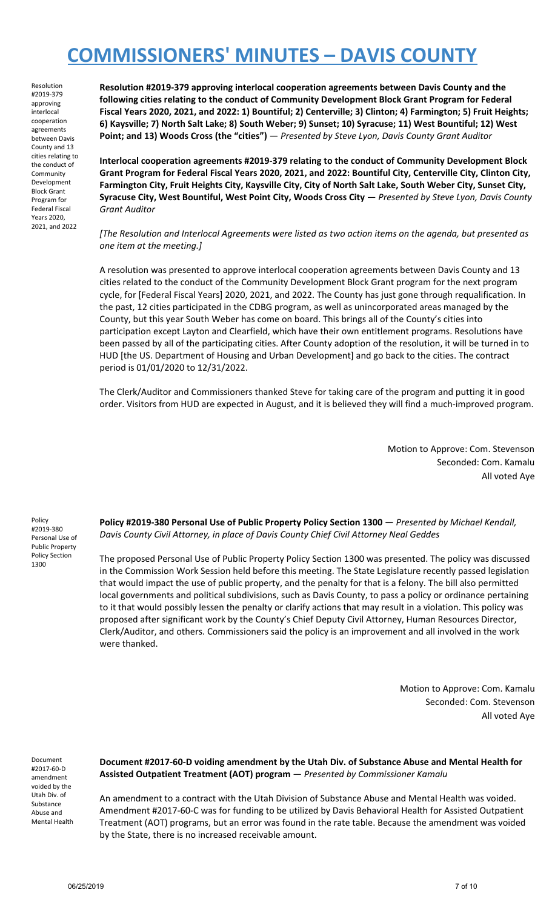# COMMISSIONERS' MINUTES – DAVIS COUNTY

Resolution #2019-379 approving interlocal cooperation agreements between Davis County and 13 cities relating to the conduct of Community Development Block Grant Program for Federal Fiscal Years 2020, 2021, and 2022

**Resolution #2019-379 approving interlocal cooperation agreements between Davis County and the following cities relating to the conduct of Community Development Block Grant Program for Federal Fiscal Years 2020, 2021, and 2022: 1) Bountiful; 2) Centerville; 3) Clinton; 4) Farmington; 5) Fruit Heights; 6) Kaysville; 7) North Salt Lake; 8) South Weber; 9) Sunset; 10) Syracuse; 11) West Bountiful; 12) West Point; and 13) Woods Cross (the "cities")** — *Presented by Steve Lyon, Davis County Grant Auditor*

**Interlocal cooperation agreements #2019-379 relating to the conduct of Community Development Block Grant Program for Federal Fiscal Years 2020, 2021, and 2022: Bountiful City, Centerville City, Clinton City, Farmington City, Fruit Heights City, Kaysville City, City of North Salt Lake, South Weber City, Sunset City, Syracuse City, West Bountiful, West Point City, Woods Cross City** — *Presented by Steve Lyon, Davis County Grant Auditor*

*[The Resolution and Interlocal Agreements were listed as two action items on the agenda, but presented as one item at the meeting.]*

A resolution was presented to approve interlocal cooperation agreements between Davis County and 13 cities related to the conduct of the Community Development Block Grant program for the next program cycle, for [Federal Fiscal Years] 2020, 2021, and 2022. The County has just gone through requalification. In the past, 12 cities participated in the CDBG program, as well as unincorporated areas managed by the County, but this year South Weber has come on board. This brings all of the County's cities into participation except Layton and Clearfield, which have their own entitlement programs. Resolutions have been passed by all of the participating cities. After County adoption of the resolution, it will be turned in to HUD [the US. Department of Housing and Urban Development] and go back to the cities. The contract period is 01/01/2020 to 12/31/2022.

The Clerk/Auditor and Commissioners thanked Steve for taking care of the program and putting it in good order. Visitors from HUD are expected in August, and it is believed they will find a much-improved program.

Motion to Approve: Com. Stevenson
Seconded: Com. Kamalu
All voted Aye

Policy #2019-380 Personal Use of Public Property Policy Section 1300

**Policy #2019-380 Personal Use of Public Property Policy Section 1300** — *Presented by Michael Kendall, Davis County Civil Attorney, in place of Davis County Chief Civil Attorney Neal Geddes*

The proposed Personal Use of Public Property Policy Section 1300 was presented. The policy was discussed in the Commission Work Session held before this meeting. The State Legislature recently passed legislation that would impact the use of public property, and the penalty for that is a felony. The bill also permitted local governments and political subdivisions, such as Davis County, to pass a policy or ordinance pertaining to it that would possibly lessen the penalty or clarify actions that may result in a violation. This policy was proposed after significant work by the County's Chief Deputy Civil Attorney, Human Resources Director, Clerk/Auditor, and others. Commissioners said the policy is an improvement and all involved in the work were thanked.

Motion to Approve: Com. Kamalu
Seconded: Com. Stevenson
All voted Aye

Document #2017-60-D amendment voided by the Utah Div. of Substance Abuse and Mental Health

**Document #2017-60-D voiding amendment by the Utah Div. of Substance Abuse and Mental Health for Assisted Outpatient Treatment (AOT) program** — *Presented by Commissioner Kamalu*

An amendment to a contract with the Utah Division of Substance Abuse and Mental Health was voided. Amendment #2017-60-C was for funding to be utilized by Davis Behavioral Health for Assisted Outpatient Treatment (AOT) programs, but an error was found in the rate table. Because the amendment was voided by the State, there is no increased receivable amount.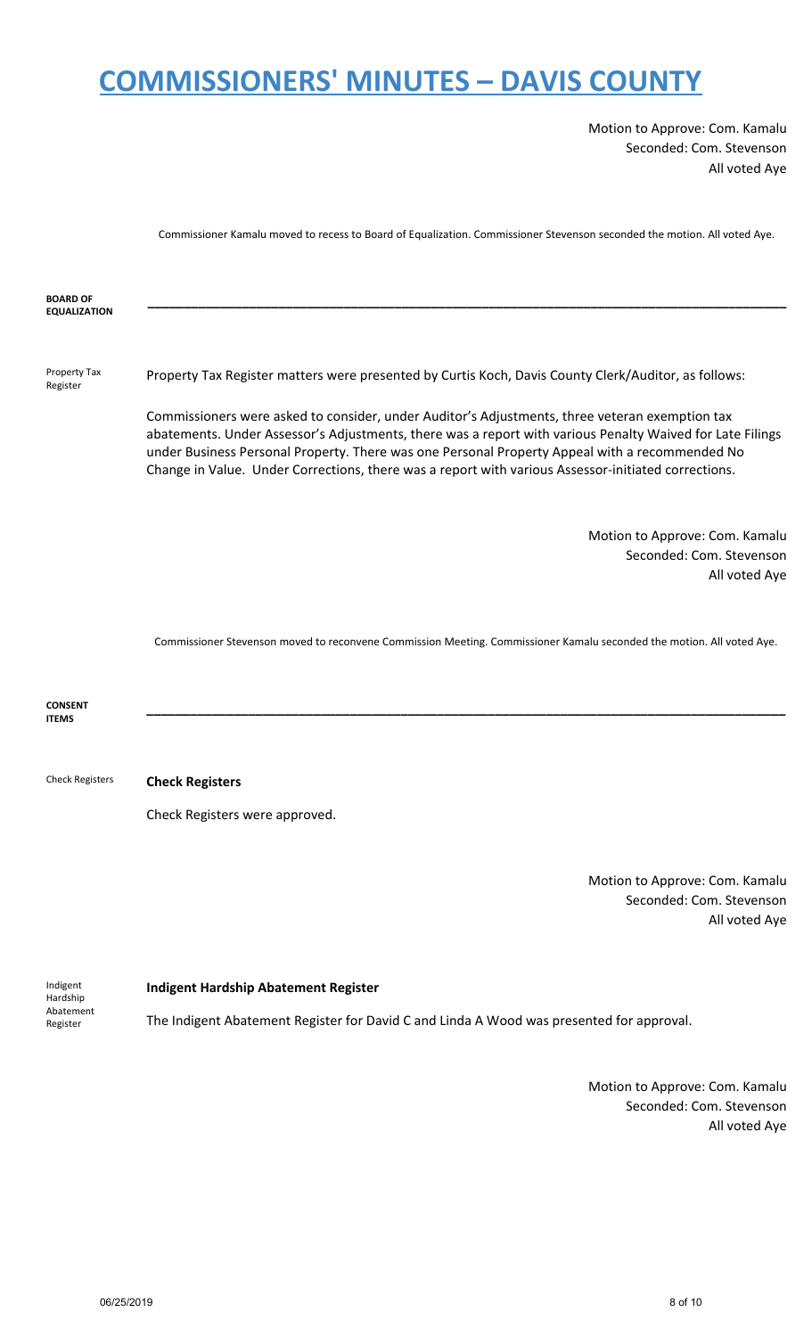Motion to Approve: Com. Kamalu
Seconded: Com. Stevenson
All voted Aye

Commissioner Kamalu moved to recess to Board of Equalization. Commissioner Stevenson seconded the motion. All voted Aye.

**BOARD OF EQUALIZATION**

---

Property Tax Register

Property Tax Register matters were presented by Curtis Koch, Davis County Clerk/Auditor, as follows:

Commissioners were asked to consider, under Auditor's Adjustments, three veteran exemption tax abatements. Under Assessor's Adjustments, there was a report with various Penalty Waived for Late Filings under Business Personal Property. There was one Personal Property Appeal with a recommended No Change in Value. Under Corrections, there was a report with various Assessor-initiated corrections.

Motion to Approve: Com. Kamalu
Seconded: Com. Stevenson
All voted Aye

Commissioner Stevenson moved to reconvene Commission Meeting. Commissioner Kamalu seconded the motion. All voted Aye.

**CONSENT ITEMS**

---

Check Registers

**Check Registers**

Check Registers were approved.

Motion to Approve: Com. Kamalu
Seconded: Com. Stevenson
All voted Aye

Indigent Hardship Abatement Register

**Indigent Hardship Abatement Register**

The Indigent Abatement Register for David C and Linda A Wood was presented for approval.

Motion to Approve: Com. Kamalu
Seconded: Com. Stevenson
All voted Aye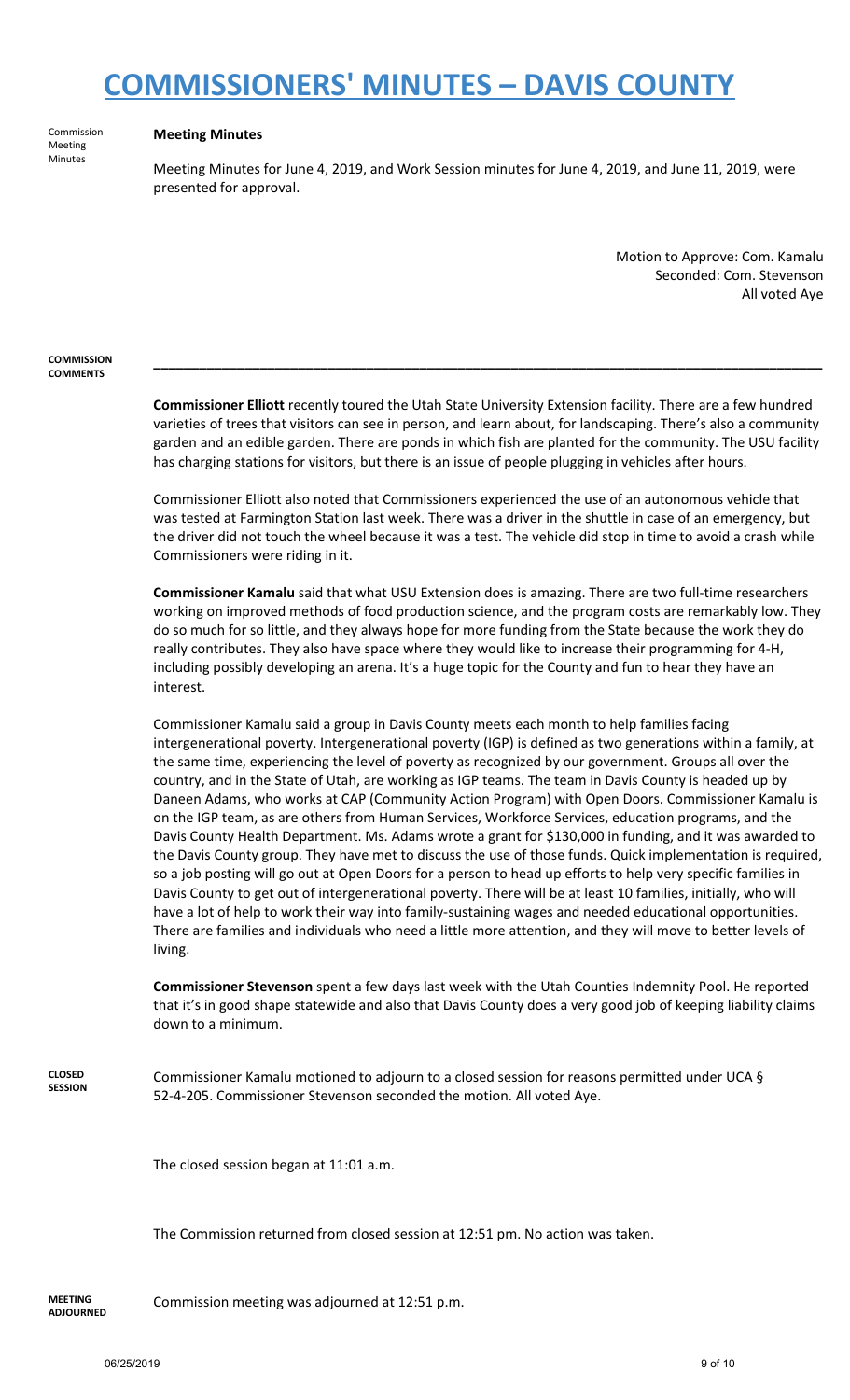# COMMISSIONERS' MINUTES – DAVIS COUNTY

Commission Meeting Minutes

**Meeting Minutes**

Meeting Minutes for June 4, 2019, and Work Session minutes for June 4, 2019, and June 11, 2019, were presented for approval.

Motion to Approve: Com. Kamalu
Seconded: Com. Stevenson
All voted Aye

---

**COMMISSION COMMENTS**

**Commissioner Elliott** recently toured the Utah State University Extension facility. There are a few hundred varieties of trees that visitors can see in person, and learn about, for landscaping. There's also a community garden and an edible garden. There are ponds in which fish are planted for the community. The USU facility has charging stations for visitors, but there is an issue of people plugging in vehicles after hours.

Commissioner Elliott also noted that Commissioners experienced the use of an autonomous vehicle that was tested at Farmington Station last week. There was a driver in the shuttle in case of an emergency, but the driver did not touch the wheel because it was a test. The vehicle did stop in time to avoid a crash while Commissioners were riding in it.

**Commissioner Kamalu** said that what USU Extension does is amazing. There are two full-time researchers working on improved methods of food production science, and the program costs are remarkably low. They do so much for so little, and they always hope for more funding from the State because the work they do really contributes. They also have space where they would like to increase their programming for 4-H, including possibly developing an arena. It's a huge topic for the County and fun to hear they have an interest.

Commissioner Kamalu said a group in Davis County meets each month to help families facing intergenerational poverty. Intergenerational poverty (IGP) is defined as two generations within a family, at the same time, experiencing the level of poverty as recognized by our government. Groups all over the country, and in the State of Utah, are working as IGP teams. The team in Davis County is headed up by Daneen Adams, who works at CAP (Community Action Program) with Open Doors. Commissioner Kamalu is on the IGP team, as are others from Human Services, Workforce Services, education programs, and the Davis County Health Department. Ms. Adams wrote a grant for $130,000 in funding, and it was awarded to the Davis County group. They have met to discuss the use of those funds. Quick implementation is required, so a job posting will go out at Open Doors for a person to head up efforts to help very specific families in Davis County to get out of intergenerational poverty. There will be at least 10 families, initially, who will have a lot of help to work their way into family-sustaining wages and needed educational opportunities. There are families and individuals who need a little more attention, and they will move to better levels of living.

**Commissioner Stevenson** spent a few days last week with the Utah Counties Indemnity Pool. He reported that it's in good shape statewide and also that Davis County does a very good job of keeping liability claims down to a minimum.

**CLOSED SESSION**

Commissioner Kamalu motioned to adjourn to a closed session for reasons permitted under UCA § 52-4-205. Commissioner Stevenson seconded the motion. All voted Aye.

The closed session began at 11:01 a.m.

The Commission returned from closed session at 12:51 pm. No action was taken.

**MEETING ADJOURNED**

Commission meeting was adjourned at 12:51 p.m.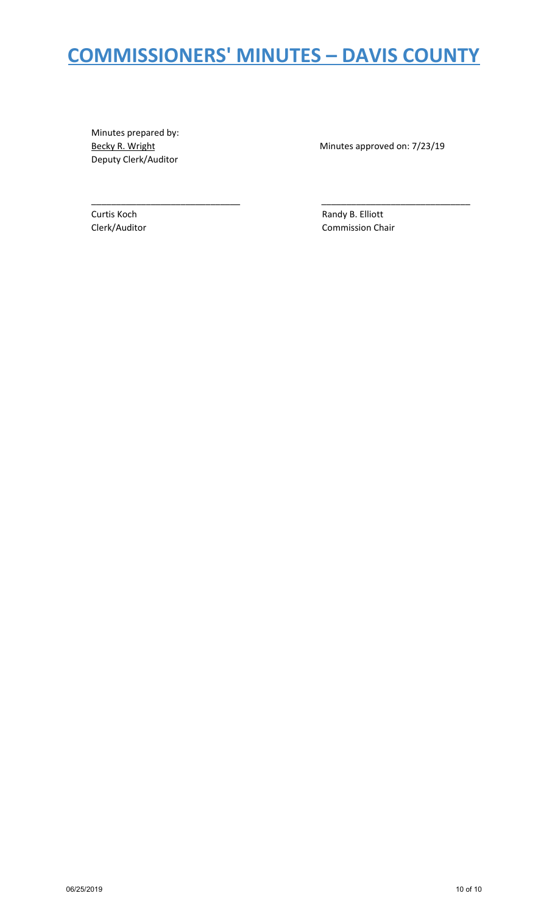# COMMISSIONERS' MINUTES – DAVIS COUNTY

Minutes prepared by:
Becky R. Wright
Deputy Clerk/Auditor

Minutes approved on: 7/23/19

_____________________________
Curtis Koch
Clerk/Auditor

_____________________________
Randy B. Elliott
Commission Chair